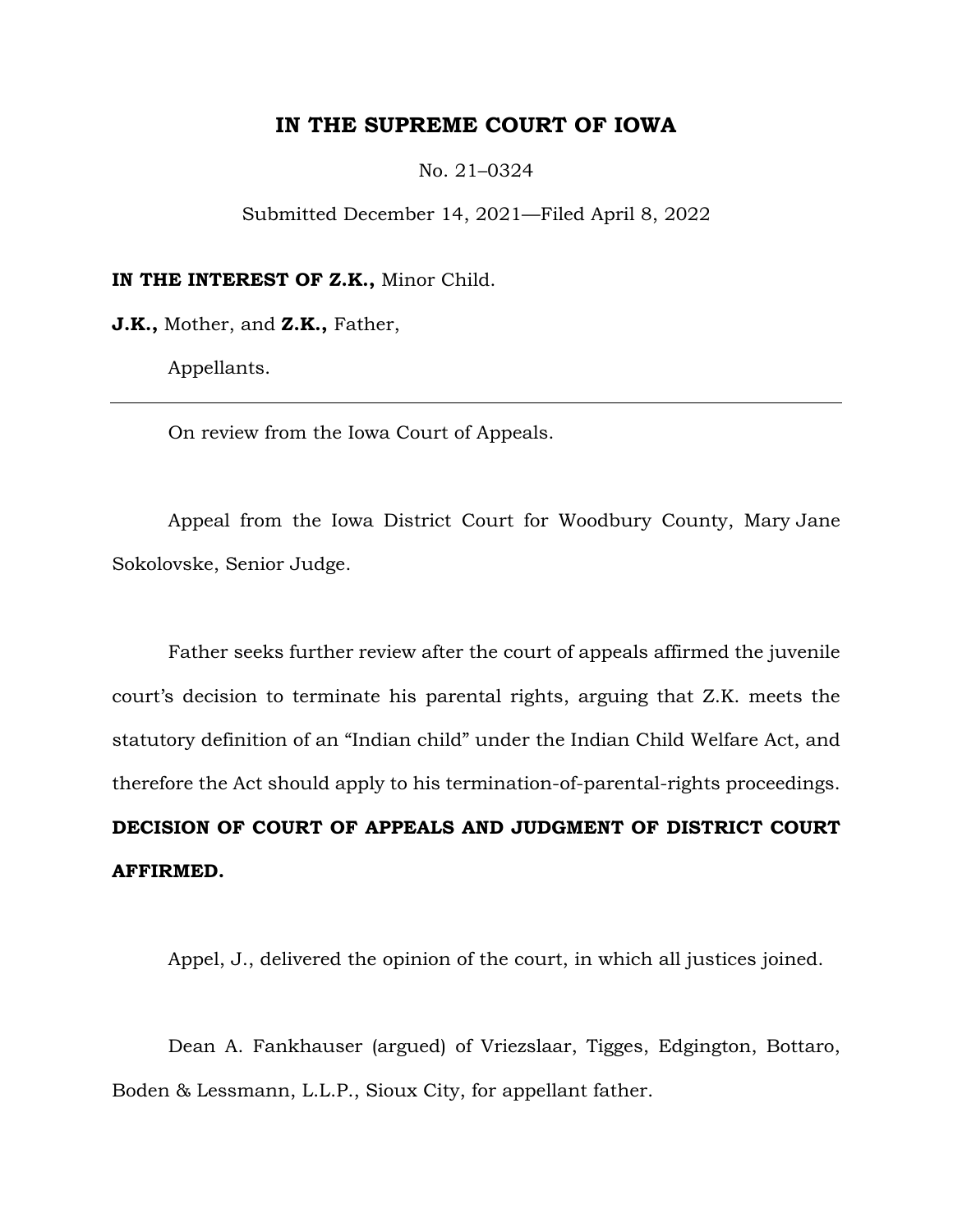# IN THE SUPREME COURT OF IOWA

No. 21–0324

Submitted December 14, 2021—Filed April 8, 2022

**IN THE INTEREST OF Z.K.,** Minor Child.

**J.K.,** Mother, and **Z.K.,** Father,

Appellants.

---

On review from the Iowa Court of Appeals.

Appeal from the Iowa District Court for Woodbury County, Mary Jane Sokolovske, Senior Judge.

Father seeks further review after the court of appeals affirmed the juvenile court's decision to terminate his parental rights, arguing that Z.K. meets the statutory definition of an "Indian child" under the Indian Child Welfare Act, and therefore the Act should apply to his termination-of-parental-rights proceedings. **DECISION OF COURT OF APPEALS AND JUDGMENT OF DISTRICT COURT AFFIRMED.**

Appel, J., delivered the opinion of the court, in which all justices joined.

Dean A. Fankhauser (argued) of Vriezslaar, Tigges, Edgington, Bottaro, Boden & Lessmann, L.L.P., Sioux City, for appellant father.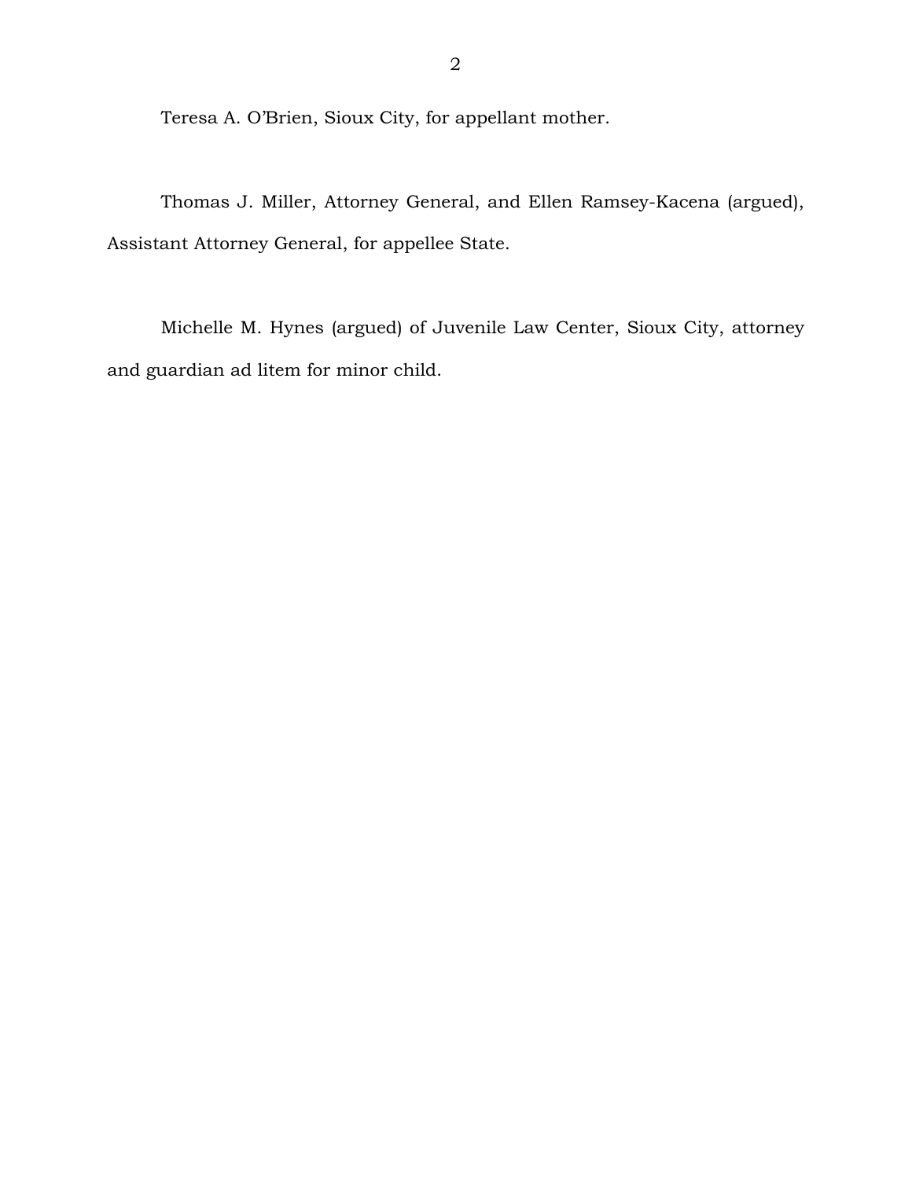Teresa A. O'Brien, Sioux City, for appellant mother.

Thomas J. Miller, Attorney General, and Ellen Ramsey-Kacena (argued), Assistant Attorney General, for appellee State.

Michelle M. Hynes (argued) of Juvenile Law Center, Sioux City, attorney and guardian ad litem for minor child.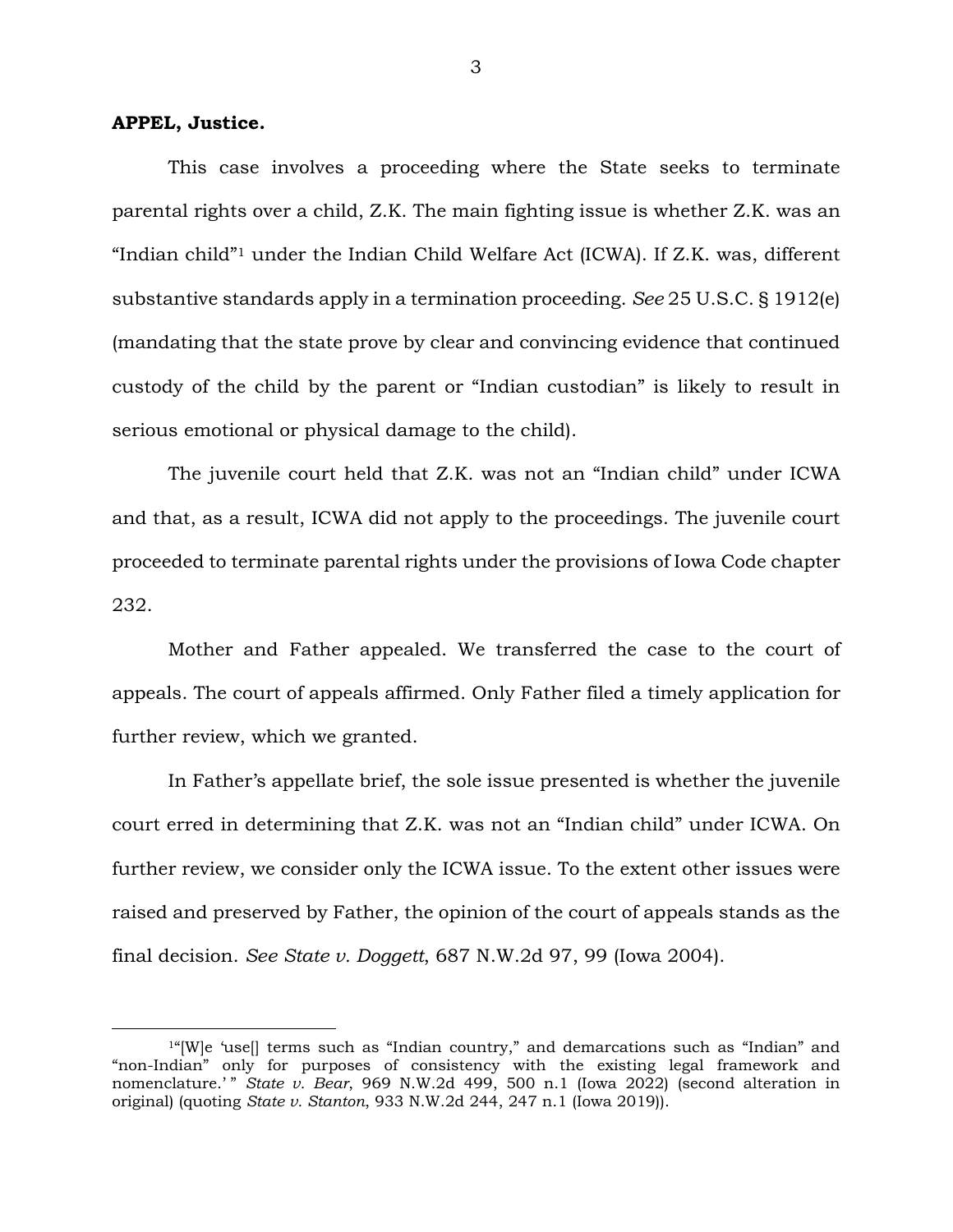**APPEL, Justice.**

This case involves a proceeding where the State seeks to terminate parental rights over a child, Z.K. The main fighting issue is whether Z.K. was an "Indian child"[1] under the Indian Child Welfare Act (ICWA). If Z.K. was, different substantive standards apply in a termination proceeding. *See* 25 U.S.C. § 1912(e) (mandating that the state prove by clear and convincing evidence that continued custody of the child by the parent or "Indian custodian" is likely to result in serious emotional or physical damage to the child).

The juvenile court held that Z.K. was not an "Indian child" under ICWA and that, as a result, ICWA did not apply to the proceedings. The juvenile court proceeded to terminate parental rights under the provisions of Iowa Code chapter 232.

Mother and Father appealed. We transferred the case to the court of appeals. The court of appeals affirmed. Only Father filed a timely application for further review, which we granted.

In Father's appellate brief, the sole issue presented is whether the juvenile court erred in determining that Z.K. was not an "Indian child" under ICWA. On further review, we consider only the ICWA issue. To the extent other issues were raised and preserved by Father, the opinion of the court of appeals stands as the final decision. *See State v. Doggett*, 687 N.W.2d 97, 99 (Iowa 2004).

---

[1]"[W]e 'use[] terms such as "Indian country," and demarcations such as "Indian" and "non-Indian" only for purposes of consistency with the existing legal framework and nomenclature.' " *State v. Bear*, 969 N.W.2d 499, 500 n.1 (Iowa 2022) (second alteration in original) (quoting *State v. Stanton*, 933 N.W.2d 244, 247 n.1 (Iowa 2019)).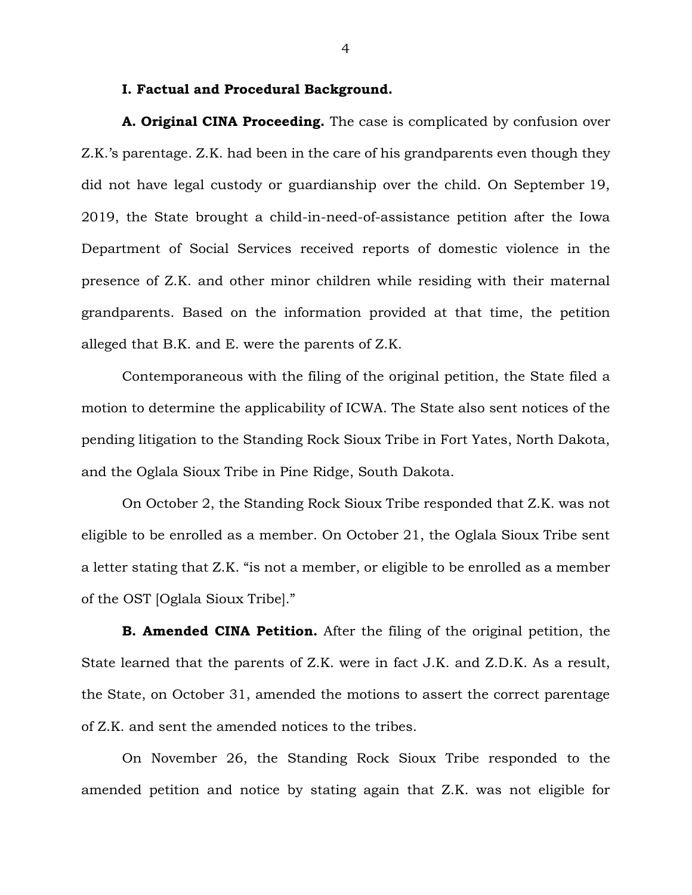## I. Factual and Procedural Background.

**A. Original CINA Proceeding.** The case is complicated by confusion over Z.K.'s parentage. Z.K. had been in the care of his grandparents even though they did not have legal custody or guardianship over the child. On September 19, 2019, the State brought a child-in-need-of-assistance petition after the Iowa Department of Social Services received reports of domestic violence in the presence of Z.K. and other minor children while residing with their maternal grandparents. Based on the information provided at that time, the petition alleged that B.K. and E. were the parents of Z.K.

Contemporaneous with the filing of the original petition, the State filed a motion to determine the applicability of ICWA. The State also sent notices of the pending litigation to the Standing Rock Sioux Tribe in Fort Yates, North Dakota, and the Oglala Sioux Tribe in Pine Ridge, South Dakota.

On October 2, the Standing Rock Sioux Tribe responded that Z.K. was not eligible to be enrolled as a member. On October 21, the Oglala Sioux Tribe sent a letter stating that Z.K. "is not a member, or eligible to be enrolled as a member of the OST [Oglala Sioux Tribe]."

**B. Amended CINA Petition.** After the filing of the original petition, the State learned that the parents of Z.K. were in fact J.K. and Z.D.K. As a result, the State, on October 31, amended the motions to assert the correct parentage of Z.K. and sent the amended notices to the tribes.

On November 26, the Standing Rock Sioux Tribe responded to the amended petition and notice by stating again that Z.K. was not eligible for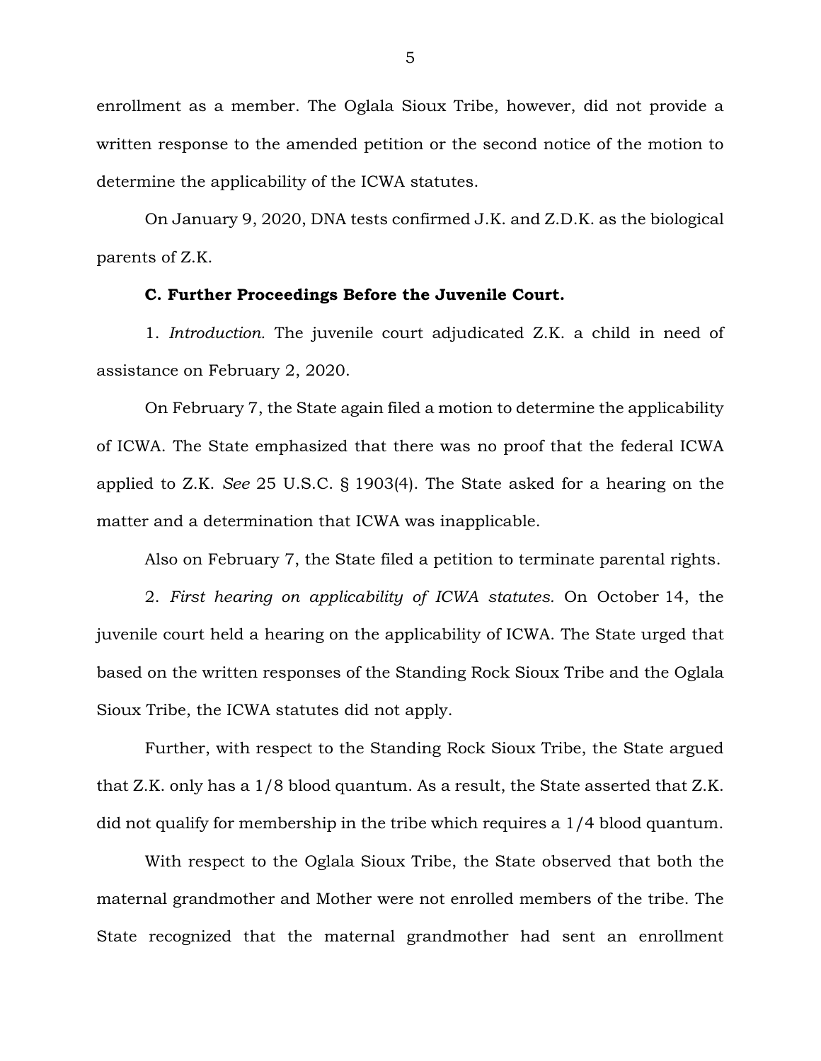enrollment as a member. The Oglala Sioux Tribe, however, did not provide a written response to the amended petition or the second notice of the motion to determine the applicability of the ICWA statutes.

On January 9, 2020, DNA tests confirmed J.K. and Z.D.K. as the biological parents of Z.K.

**C. Further Proceedings Before the Juvenile Court.**

1. *Introduction.* The juvenile court adjudicated Z.K. a child in need of assistance on February 2, 2020.

On February 7, the State again filed a motion to determine the applicability of ICWA. The State emphasized that there was no proof that the federal ICWA applied to Z.K. *See* 25 U.S.C. § 1903(4). The State asked for a hearing on the matter and a determination that ICWA was inapplicable.

Also on February 7, the State filed a petition to terminate parental rights.

2. *First hearing on applicability of ICWA statutes.* On October 14, the juvenile court held a hearing on the applicability of ICWA. The State urged that based on the written responses of the Standing Rock Sioux Tribe and the Oglala Sioux Tribe, the ICWA statutes did not apply.

Further, with respect to the Standing Rock Sioux Tribe, the State argued that Z.K. only has a 1/8 blood quantum. As a result, the State asserted that Z.K. did not qualify for membership in the tribe which requires a 1/4 blood quantum.

With respect to the Oglala Sioux Tribe, the State observed that both the maternal grandmother and Mother were not enrolled members of the tribe. The State recognized that the maternal grandmother had sent an enrollment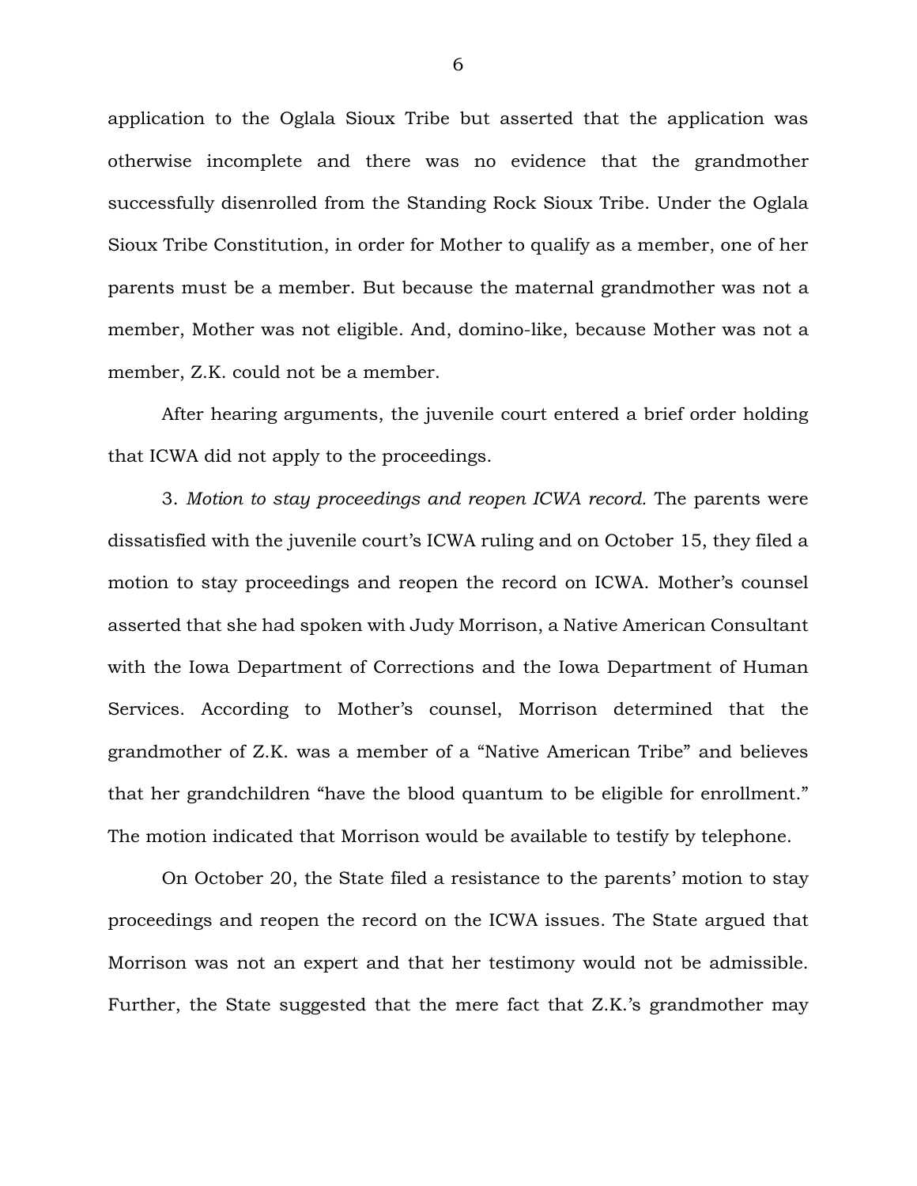application to the Oglala Sioux Tribe but asserted that the application was otherwise incomplete and there was no evidence that the grandmother successfully disenrolled from the Standing Rock Sioux Tribe. Under the Oglala Sioux Tribe Constitution, in order for Mother to qualify as a member, one of her parents must be a member. But because the maternal grandmother was not a member, Mother was not eligible. And, domino-like, because Mother was not a member, Z.K. could not be a member.

After hearing arguments, the juvenile court entered a brief order holding that ICWA did not apply to the proceedings.

3. *Motion to stay proceedings and reopen ICWA record.* The parents were dissatisfied with the juvenile court's ICWA ruling and on October 15, they filed a motion to stay proceedings and reopen the record on ICWA. Mother's counsel asserted that she had spoken with Judy Morrison, a Native American Consultant with the Iowa Department of Corrections and the Iowa Department of Human Services. According to Mother's counsel, Morrison determined that the grandmother of Z.K. was a member of a "Native American Tribe" and believes that her grandchildren "have the blood quantum to be eligible for enrollment." The motion indicated that Morrison would be available to testify by telephone.

On October 20, the State filed a resistance to the parents' motion to stay proceedings and reopen the record on the ICWA issues. The State argued that Morrison was not an expert and that her testimony would not be admissible. Further, the State suggested that the mere fact that Z.K.'s grandmother may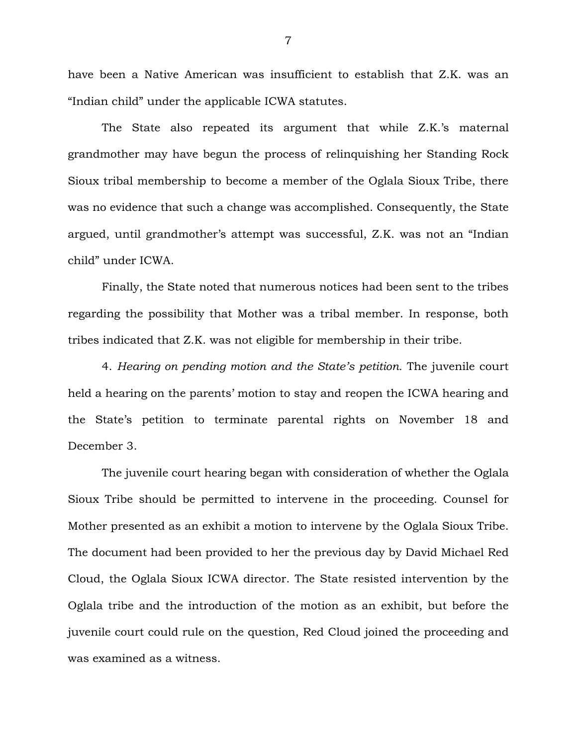have been a Native American was insufficient to establish that Z.K. was an "Indian child" under the applicable ICWA statutes.

The State also repeated its argument that while Z.K.'s maternal grandmother may have begun the process of relinquishing her Standing Rock Sioux tribal membership to become a member of the Oglala Sioux Tribe, there was no evidence that such a change was accomplished. Consequently, the State argued, until grandmother's attempt was successful, Z.K. was not an "Indian child" under ICWA.

Finally, the State noted that numerous notices had been sent to the tribes regarding the possibility that Mother was a tribal member. In response, both tribes indicated that Z.K. was not eligible for membership in their tribe.

4. *Hearing on pending motion and the State's petition.* The juvenile court held a hearing on the parents' motion to stay and reopen the ICWA hearing and the State's petition to terminate parental rights on November 18 and December 3.

The juvenile court hearing began with consideration of whether the Oglala Sioux Tribe should be permitted to intervene in the proceeding. Counsel for Mother presented as an exhibit a motion to intervene by the Oglala Sioux Tribe. The document had been provided to her the previous day by David Michael Red Cloud, the Oglala Sioux ICWA director. The State resisted intervention by the Oglala tribe and the introduction of the motion as an exhibit, but before the juvenile court could rule on the question, Red Cloud joined the proceeding and was examined as a witness.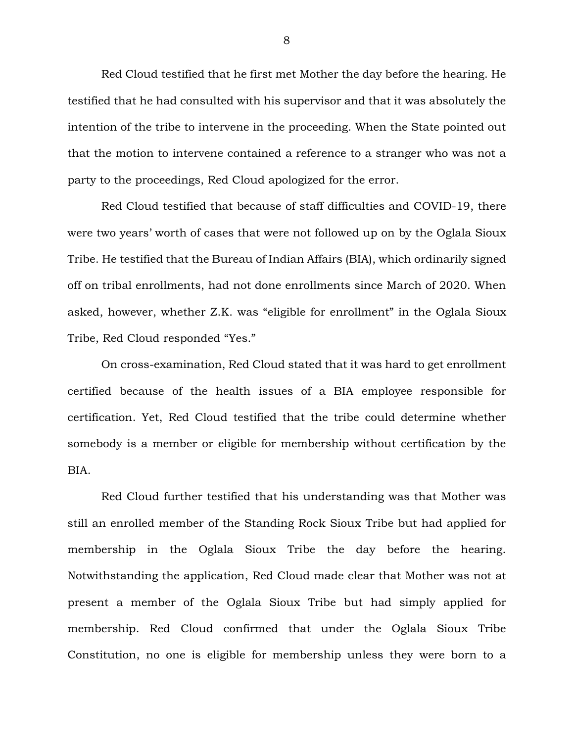Red Cloud testified that he first met Mother the day before the hearing. He testified that he had consulted with his supervisor and that it was absolutely the intention of the tribe to intervene in the proceeding. When the State pointed out that the motion to intervene contained a reference to a stranger who was not a party to the proceedings, Red Cloud apologized for the error.

Red Cloud testified that because of staff difficulties and COVID-19, there were two years' worth of cases that were not followed up on by the Oglala Sioux Tribe. He testified that the Bureau of Indian Affairs (BIA), which ordinarily signed off on tribal enrollments, had not done enrollments since March of 2020. When asked, however, whether Z.K. was "eligible for enrollment" in the Oglala Sioux Tribe, Red Cloud responded "Yes."

On cross-examination, Red Cloud stated that it was hard to get enrollment certified because of the health issues of a BIA employee responsible for certification. Yet, Red Cloud testified that the tribe could determine whether somebody is a member or eligible for membership without certification by the BIA.

Red Cloud further testified that his understanding was that Mother was still an enrolled member of the Standing Rock Sioux Tribe but had applied for membership in the Oglala Sioux Tribe the day before the hearing. Notwithstanding the application, Red Cloud made clear that Mother was not at present a member of the Oglala Sioux Tribe but had simply applied for membership. Red Cloud confirmed that under the Oglala Sioux Tribe Constitution, no one is eligible for membership unless they were born to a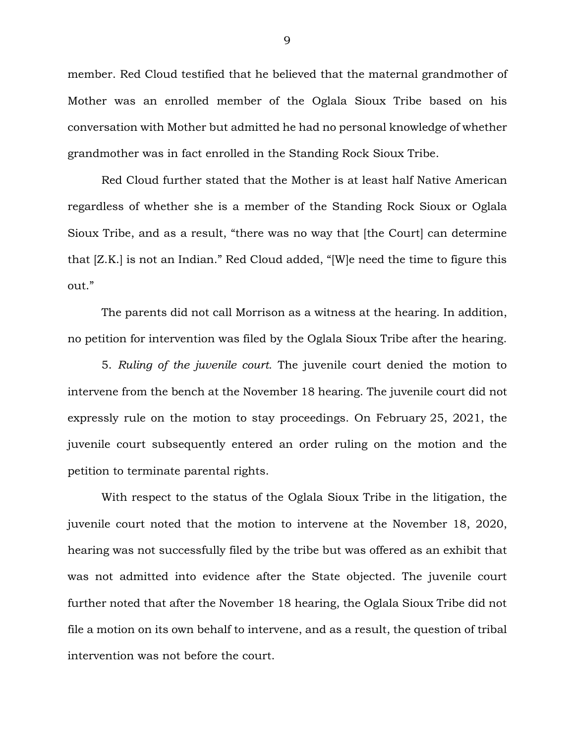member. Red Cloud testified that he believed that the maternal grandmother of Mother was an enrolled member of the Oglala Sioux Tribe based on his conversation with Mother but admitted he had no personal knowledge of whether grandmother was in fact enrolled in the Standing Rock Sioux Tribe.

Red Cloud further stated that the Mother is at least half Native American regardless of whether she is a member of the Standing Rock Sioux or Oglala Sioux Tribe, and as a result, "there was no way that [the Court] can determine that [Z.K.] is not an Indian." Red Cloud added, "[W]e need the time to figure this out."

The parents did not call Morrison as a witness at the hearing. In addition, no petition for intervention was filed by the Oglala Sioux Tribe after the hearing.

5. *Ruling of the juvenile court.* The juvenile court denied the motion to intervene from the bench at the November 18 hearing. The juvenile court did not expressly rule on the motion to stay proceedings. On February 25, 2021, the juvenile court subsequently entered an order ruling on the motion and the petition to terminate parental rights.

With respect to the status of the Oglala Sioux Tribe in the litigation, the juvenile court noted that the motion to intervene at the November 18, 2020, hearing was not successfully filed by the tribe but was offered as an exhibit that was not admitted into evidence after the State objected. The juvenile court further noted that after the November 18 hearing, the Oglala Sioux Tribe did not file a motion on its own behalf to intervene, and as a result, the question of tribal intervention was not before the court.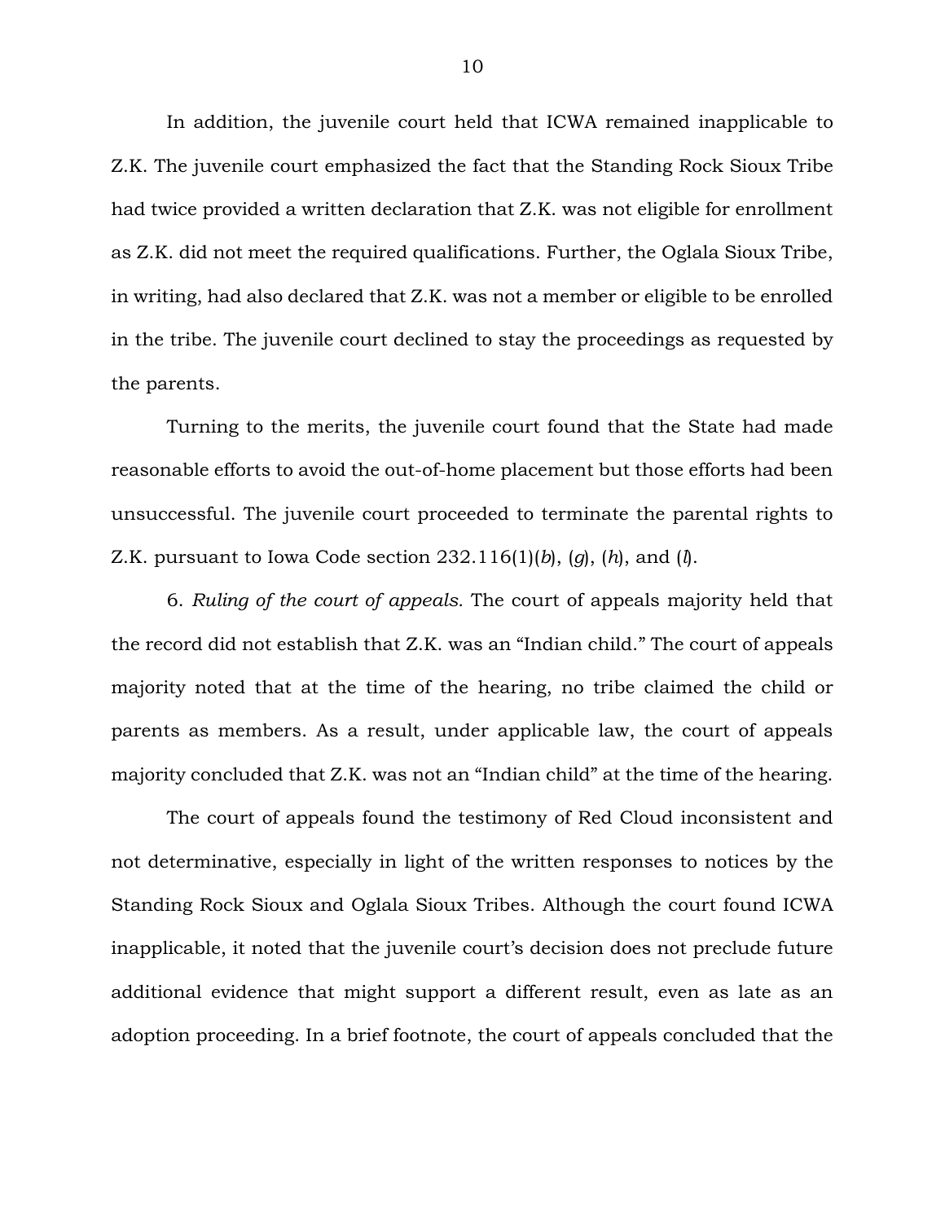In addition, the juvenile court held that ICWA remained inapplicable to Z.K. The juvenile court emphasized the fact that the Standing Rock Sioux Tribe had twice provided a written declaration that Z.K. was not eligible for enrollment as Z.K. did not meet the required qualifications. Further, the Oglala Sioux Tribe, in writing, had also declared that Z.K. was not a member or eligible to be enrolled in the tribe. The juvenile court declined to stay the proceedings as requested by the parents.

Turning to the merits, the juvenile court found that the State had made reasonable efforts to avoid the out-of-home placement but those efforts had been unsuccessful. The juvenile court proceeded to terminate the parental rights to Z.K. pursuant to Iowa Code section 232.116(1)(*b*), (*g*), (*h*), and (*l*).

6. *Ruling of the court of appeals.* The court of appeals majority held that the record did not establish that Z.K. was an "Indian child." The court of appeals majority noted that at the time of the hearing, no tribe claimed the child or parents as members. As a result, under applicable law, the court of appeals majority concluded that Z.K. was not an "Indian child" at the time of the hearing.

The court of appeals found the testimony of Red Cloud inconsistent and not determinative, especially in light of the written responses to notices by the Standing Rock Sioux and Oglala Sioux Tribes. Although the court found ICWA inapplicable, it noted that the juvenile court's decision does not preclude future additional evidence that might support a different result, even as late as an adoption proceeding. In a brief footnote, the court of appeals concluded that the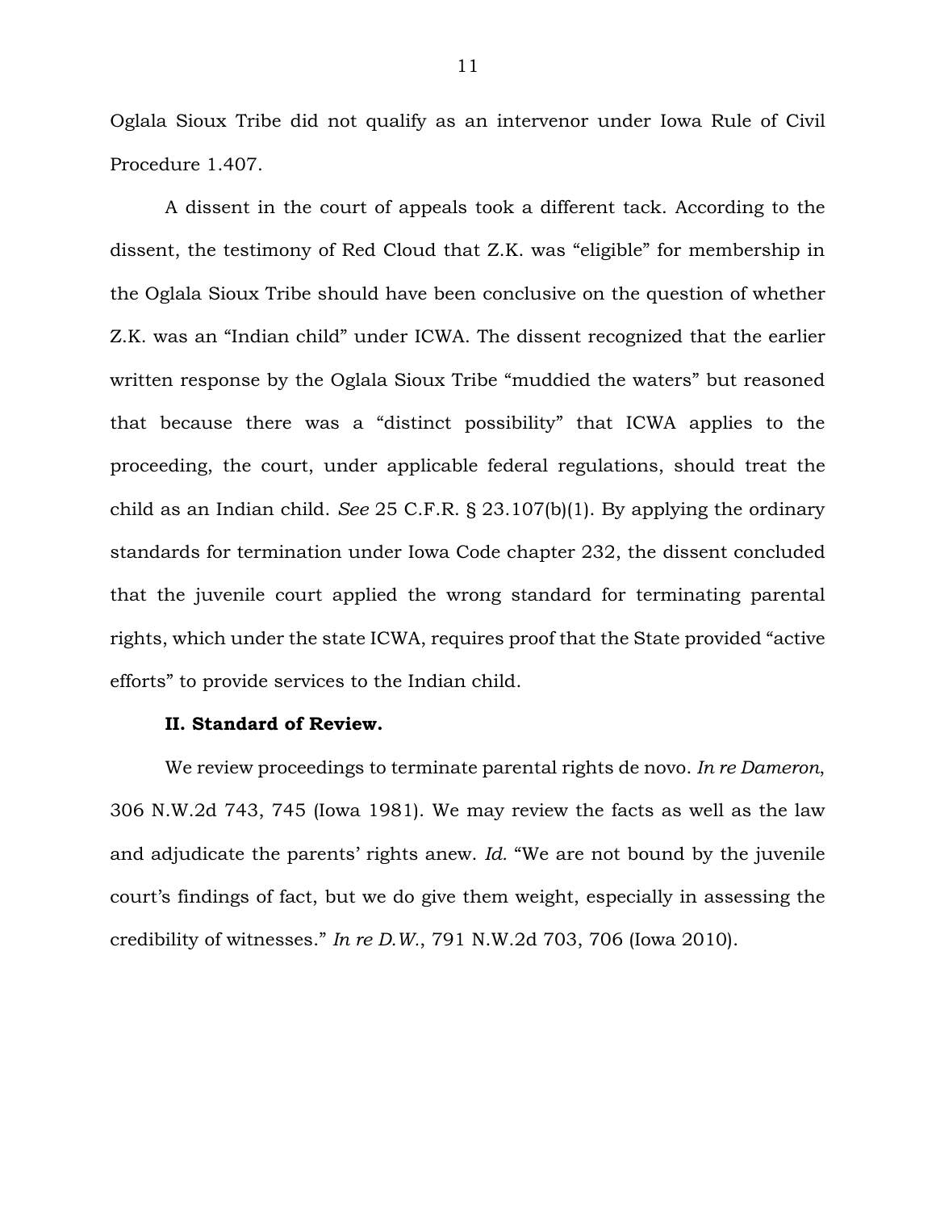Oglala Sioux Tribe did not qualify as an intervenor under Iowa Rule of Civil Procedure 1.407.

A dissent in the court of appeals took a different tack. According to the dissent, the testimony of Red Cloud that Z.K. was "eligible" for membership in the Oglala Sioux Tribe should have been conclusive on the question of whether Z.K. was an "Indian child" under ICWA. The dissent recognized that the earlier written response by the Oglala Sioux Tribe "muddied the waters" but reasoned that because there was a "distinct possibility" that ICWA applies to the proceeding, the court, under applicable federal regulations, should treat the child as an Indian child. *See* 25 C.F.R. § 23.107(b)(1). By applying the ordinary standards for termination under Iowa Code chapter 232, the dissent concluded that the juvenile court applied the wrong standard for terminating parental rights, which under the state ICWA, requires proof that the State provided "active efforts" to provide services to the Indian child.

**II. Standard of Review.**

We review proceedings to terminate parental rights de novo. *In re Dameron*, 306 N.W.2d 743, 745 (Iowa 1981). We may review the facts as well as the law and adjudicate the parents' rights anew. *Id.* "We are not bound by the juvenile court's findings of fact, but we do give them weight, especially in assessing the credibility of witnesses." *In re D.W.*, 791 N.W.2d 703, 706 (Iowa 2010).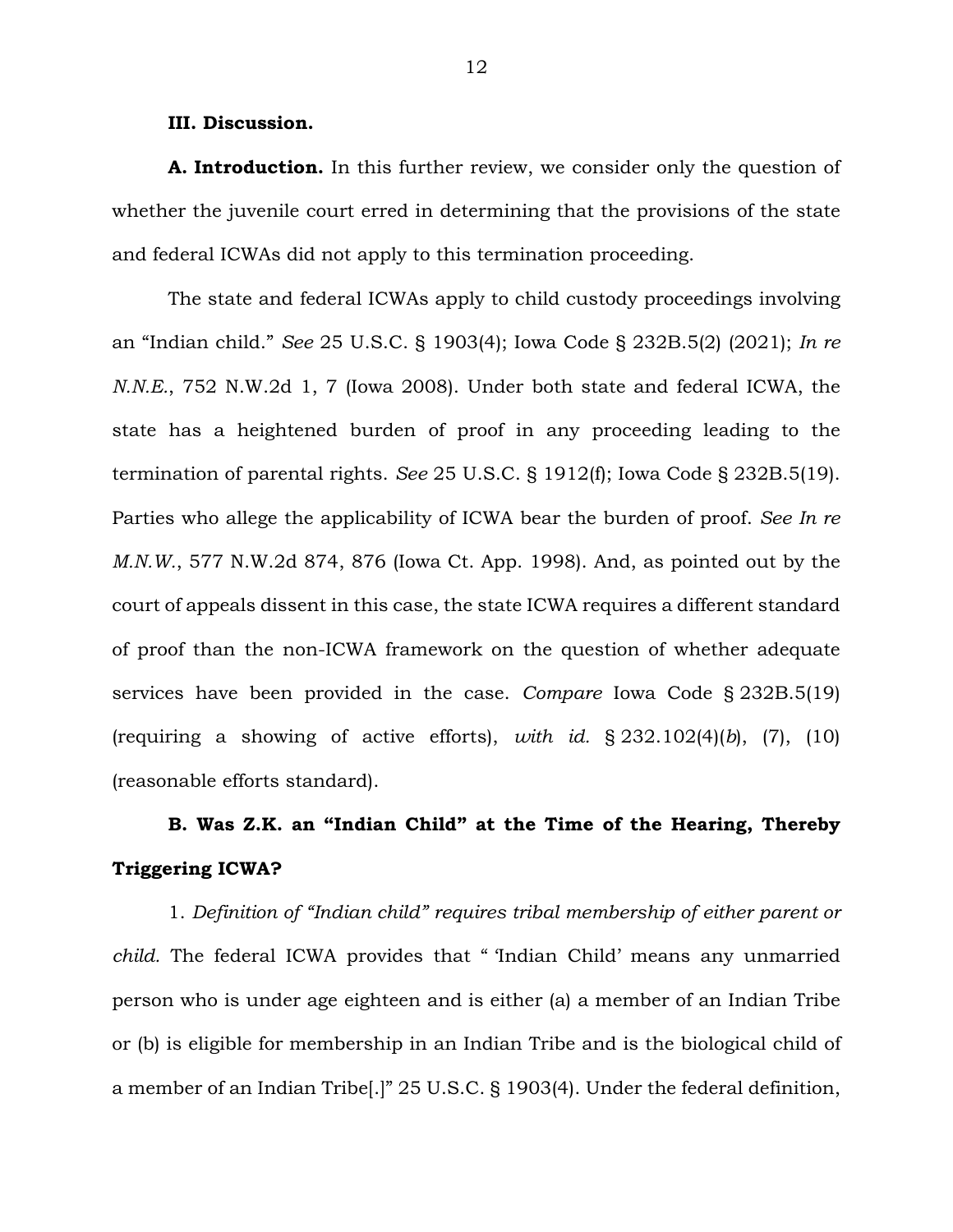**III. Discussion.**

**A. Introduction.** In this further review, we consider only the question of whether the juvenile court erred in determining that the provisions of the state and federal ICWAs did not apply to this termination proceeding.

The state and federal ICWAs apply to child custody proceedings involving an "Indian child." *See* 25 U.S.C. § 1903(4); Iowa Code § 232B.5(2) (2021); *In re N.N.E.*, 752 N.W.2d 1, 7 (Iowa 2008). Under both state and federal ICWA, the state has a heightened burden of proof in any proceeding leading to the termination of parental rights. *See* 25 U.S.C. § 1912(f); Iowa Code § 232B.5(19). Parties who allege the applicability of ICWA bear the burden of proof. *See In re M.N.W.*, 577 N.W.2d 874, 876 (Iowa Ct. App. 1998). And, as pointed out by the court of appeals dissent in this case, the state ICWA requires a different standard of proof than the non-ICWA framework on the question of whether adequate services have been provided in the case. *Compare* Iowa Code § 232B.5(19) (requiring a showing of active efforts), *with id.* § 232.102(4)(*b*), (7), (10) (reasonable efforts standard).

**B. Was Z.K. an "Indian Child" at the Time of the Hearing, Thereby Triggering ICWA?**

1. *Definition of "Indian child" requires tribal membership of either parent or child.* The federal ICWA provides that " 'Indian Child' means any unmarried person who is under age eighteen and is either (a) a member of an Indian Tribe or (b) is eligible for membership in an Indian Tribe and is the biological child of a member of an Indian Tribe[.]" 25 U.S.C. § 1903(4). Under the federal definition,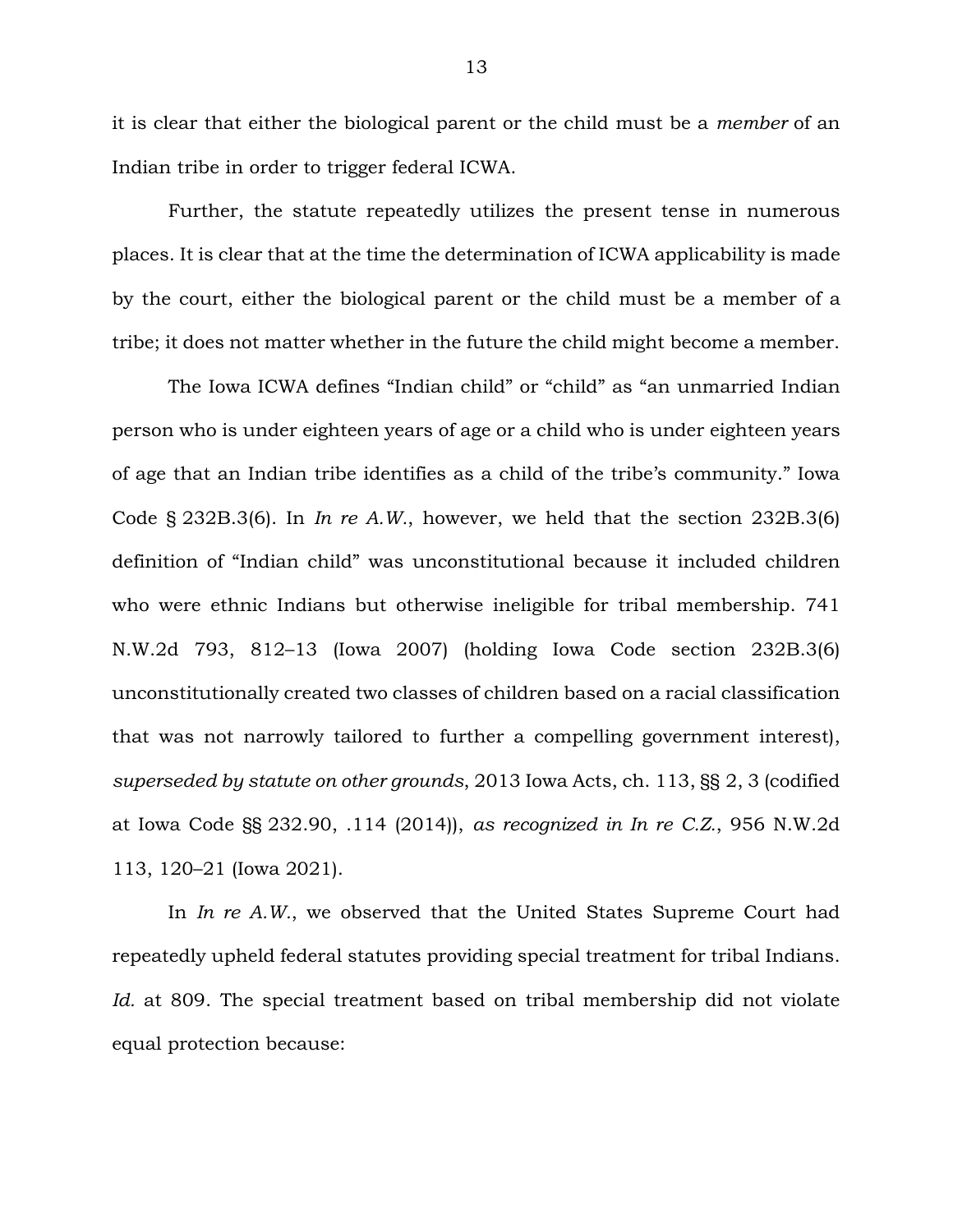it is clear that either the biological parent or the child must be a *member* of an Indian tribe in order to trigger federal ICWA.

Further, the statute repeatedly utilizes the present tense in numerous places. It is clear that at the time the determination of ICWA applicability is made by the court, either the biological parent or the child must be a member of a tribe; it does not matter whether in the future the child might become a member.

The Iowa ICWA defines "Indian child" or "child" as "an unmarried Indian person who is under eighteen years of age or a child who is under eighteen years of age that an Indian tribe identifies as a child of the tribe's community." Iowa Code § 232B.3(6). In *In re A.W.*, however, we held that the section 232B.3(6) definition of "Indian child" was unconstitutional because it included children who were ethnic Indians but otherwise ineligible for tribal membership. 741 N.W.2d 793, 812–13 (Iowa 2007) (holding Iowa Code section 232B.3(6) unconstitutionally created two classes of children based on a racial classification that was not narrowly tailored to further a compelling government interest), *superseded by statute on other grounds*, 2013 Iowa Acts, ch. 113, §§ 2, 3 (codified at Iowa Code §§ 232.90, .114 (2014)), *as recognized in In re C.Z.*, 956 N.W.2d 113, 120–21 (Iowa 2021).

In *In re A.W.*, we observed that the United States Supreme Court had repeatedly upheld federal statutes providing special treatment for tribal Indians. *Id.* at 809. The special treatment based on tribal membership did not violate equal protection because: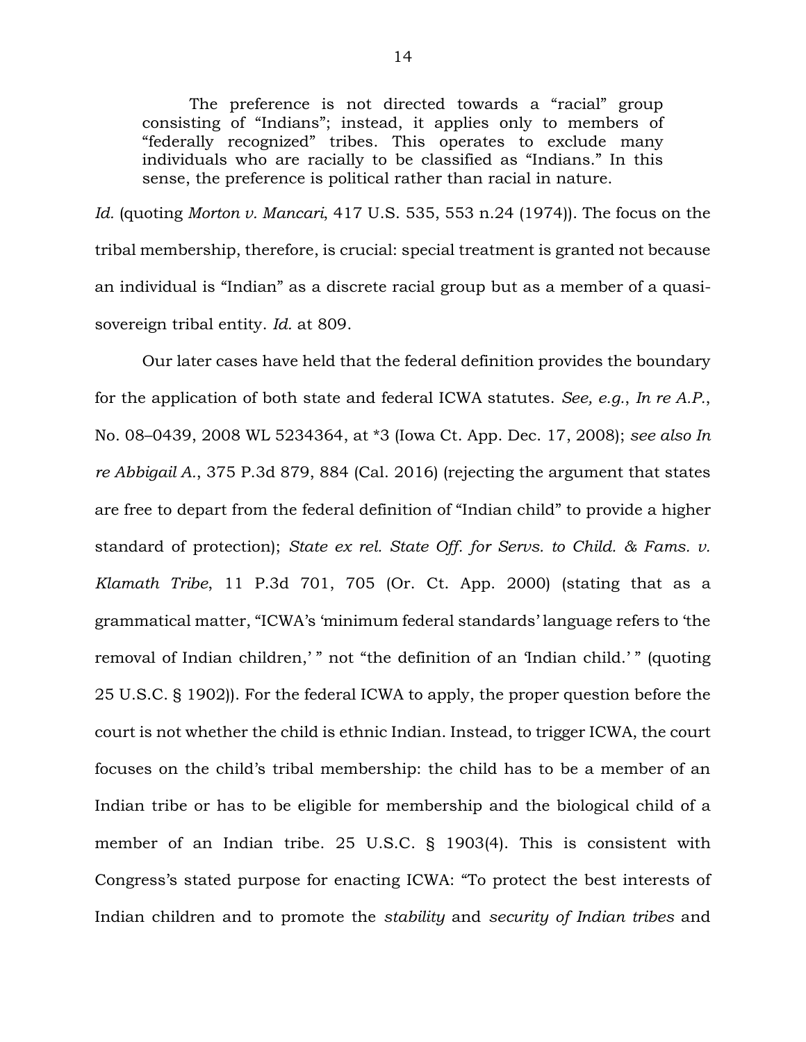> The preference is not directed towards a "racial" group consisting of "Indians"; instead, it applies only to members of "federally recognized" tribes. This operates to exclude many individuals who are racially to be classified as "Indians." In this sense, the preference is political rather than racial in nature.

*Id.* (quoting *Morton v. Mancari*, 417 U.S. 535, 553 n.24 (1974)). The focus on the tribal membership, therefore, is crucial: special treatment is granted not because an individual is "Indian" as a discrete racial group but as a member of a quasi-sovereign tribal entity. *Id.* at 809.

Our later cases have held that the federal definition provides the boundary for the application of both state and federal ICWA statutes. *See, e.g.*, *In re A.P.*, No. 08–0439, 2008 WL 5234364, at *3 (Iowa Ct. App. Dec. 17, 2008); *see also In re Abbigail A.*, 375 P.3d 879, 884 (Cal. 2016) (rejecting the argument that states are free to depart from the federal definition of "Indian child" to provide a higher standard of protection); *State ex rel. State Off. for Servs. to Child. & Fams. v. Klamath Tribe*, 11 P.3d 701, 705 (Or. Ct. App. 2000) (stating that as a grammatical matter, "ICWA's 'minimum federal standards' language refers to 'the removal of Indian children,' " not "the definition of an 'Indian child.' " (quoting 25 U.S.C. § 1902)). For the federal ICWA to apply, the proper question before the court is not whether the child is ethnic Indian. Instead, to trigger ICWA, the court focuses on the child's tribal membership: the child has to be a member of an Indian tribe or has to be eligible for membership and the biological child of a member of an Indian tribe. 25 U.S.C. § 1903(4). This is consistent with Congress's stated purpose for enacting ICWA: "To protect the best interests of Indian children and to promote the *stability* and *security of Indian tribes* and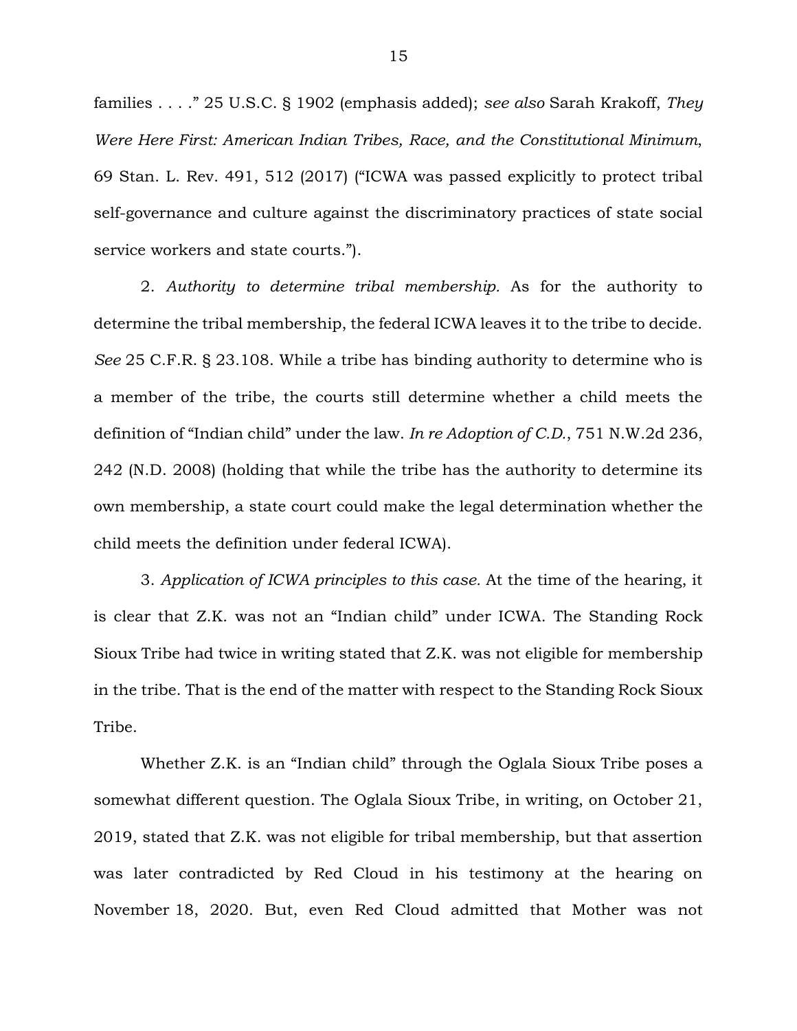families . . . ." 25 U.S.C. § 1902 (emphasis added); *see also* Sarah Krakoff, *They Were Here First: American Indian Tribes, Race, and the Constitutional Minimum*, 69 Stan. L. Rev. 491, 512 (2017) ("ICWA was passed explicitly to protect tribal self-governance and culture against the discriminatory practices of state social service workers and state courts.").

2. *Authority to determine tribal membership.* As for the authority to determine the tribal membership, the federal ICWA leaves it to the tribe to decide. *See* 25 C.F.R. § 23.108. While a tribe has binding authority to determine who is a member of the tribe, the courts still determine whether a child meets the definition of "Indian child" under the law. *In re Adoption of C.D.*, 751 N.W.2d 236, 242 (N.D. 2008) (holding that while the tribe has the authority to determine its own membership, a state court could make the legal determination whether the child meets the definition under federal ICWA).

3. *Application of ICWA principles to this case.* At the time of the hearing, it is clear that Z.K. was not an "Indian child" under ICWA. The Standing Rock Sioux Tribe had twice in writing stated that Z.K. was not eligible for membership in the tribe. That is the end of the matter with respect to the Standing Rock Sioux Tribe.

Whether Z.K. is an "Indian child" through the Oglala Sioux Tribe poses a somewhat different question. The Oglala Sioux Tribe, in writing, on October 21, 2019, stated that Z.K. was not eligible for tribal membership, but that assertion was later contradicted by Red Cloud in his testimony at the hearing on November 18, 2020. But, even Red Cloud admitted that Mother was not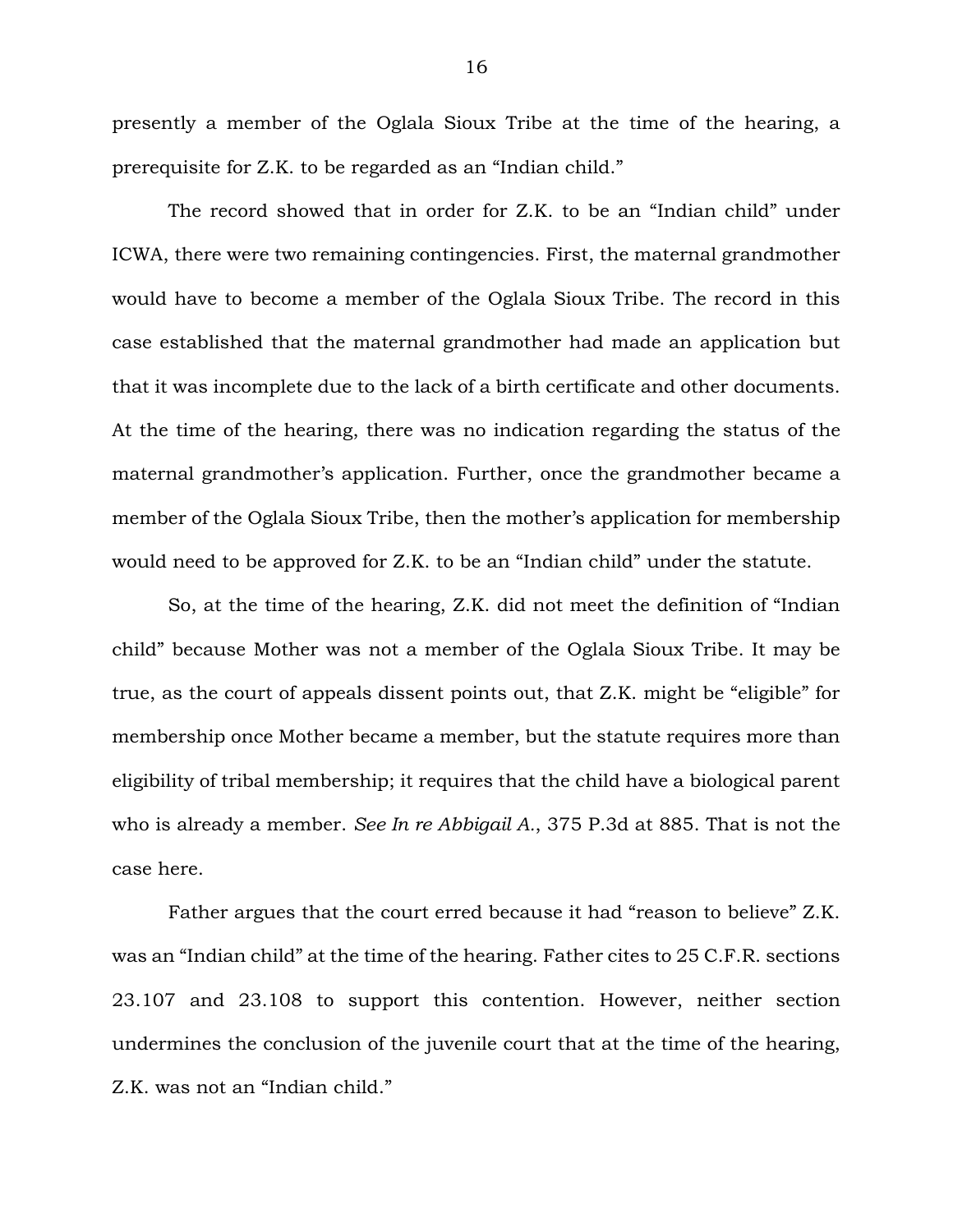presently a member of the Oglala Sioux Tribe at the time of the hearing, a prerequisite for Z.K. to be regarded as an "Indian child."

The record showed that in order for Z.K. to be an "Indian child" under ICWA, there were two remaining contingencies. First, the maternal grandmother would have to become a member of the Oglala Sioux Tribe. The record in this case established that the maternal grandmother had made an application but that it was incomplete due to the lack of a birth certificate and other documents. At the time of the hearing, there was no indication regarding the status of the maternal grandmother's application. Further, once the grandmother became a member of the Oglala Sioux Tribe, then the mother's application for membership would need to be approved for Z.K. to be an "Indian child" under the statute.

So, at the time of the hearing, Z.K. did not meet the definition of "Indian child" because Mother was not a member of the Oglala Sioux Tribe. It may be true, as the court of appeals dissent points out, that Z.K. might be "eligible" for membership once Mother became a member, but the statute requires more than eligibility of tribal membership; it requires that the child have a biological parent who is already a member. *See In re Abbigail A.*, 375 P.3d at 885. That is not the case here.

Father argues that the court erred because it had "reason to believe" Z.K. was an "Indian child" at the time of the hearing. Father cites to 25 C.F.R. sections 23.107 and 23.108 to support this contention. However, neither section undermines the conclusion of the juvenile court that at the time of the hearing, Z.K. was not an "Indian child."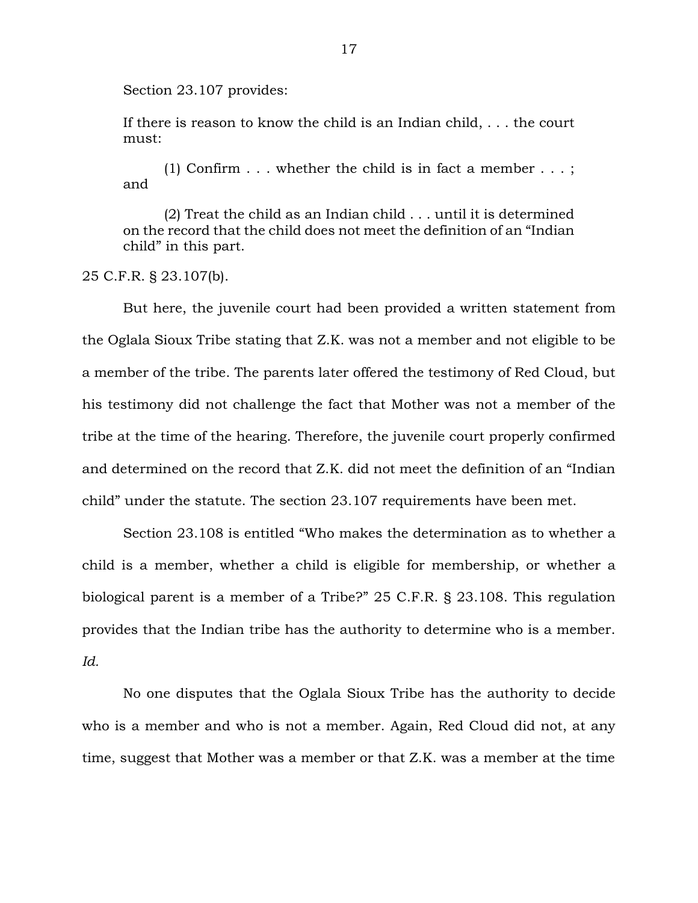Section 23.107 provides:

> If there is reason to know the child is an Indian child, . . . the court must:
>
> (1) Confirm . . . whether the child is in fact a member . . . ; and
>
> (2) Treat the child as an Indian child . . . until it is determined on the record that the child does not meet the definition of an "Indian child" in this part.

25 C.F.R. § 23.107(b).

But here, the juvenile court had been provided a written statement from the Oglala Sioux Tribe stating that Z.K. was not a member and not eligible to be a member of the tribe. The parents later offered the testimony of Red Cloud, but his testimony did not challenge the fact that Mother was not a member of the tribe at the time of the hearing. Therefore, the juvenile court properly confirmed and determined on the record that Z.K. did not meet the definition of an "Indian child" under the statute. The section 23.107 requirements have been met.

Section 23.108 is entitled "Who makes the determination as to whether a child is a member, whether a child is eligible for membership, or whether a biological parent is a member of a Tribe?" 25 C.F.R. § 23.108. This regulation provides that the Indian tribe has the authority to determine who is a member. *Id.*

No one disputes that the Oglala Sioux Tribe has the authority to decide who is a member and who is not a member. Again, Red Cloud did not, at any time, suggest that Mother was a member or that Z.K. was a member at the time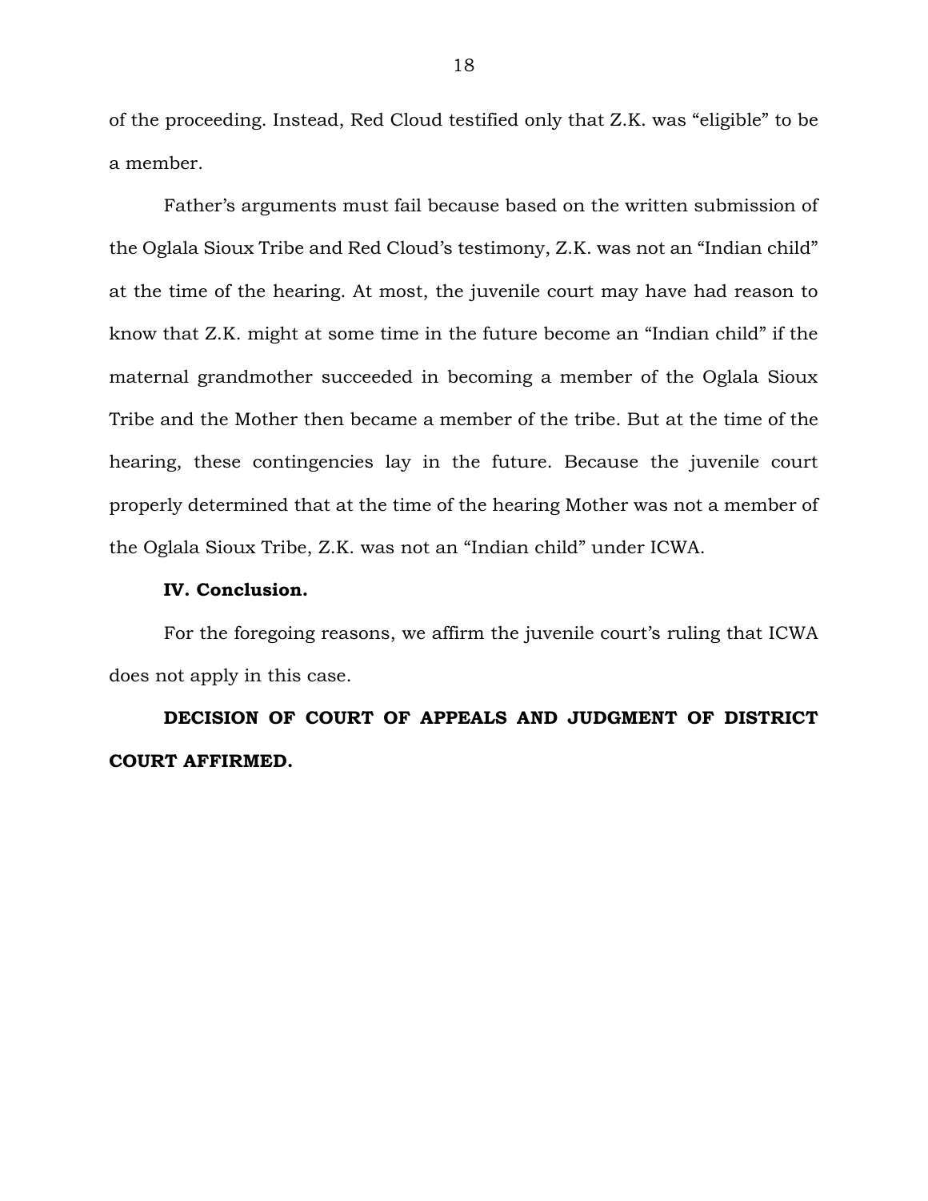of the proceeding. Instead, Red Cloud testified only that Z.K. was "eligible" to be a member.

Father's arguments must fail because based on the written submission of the Oglala Sioux Tribe and Red Cloud's testimony, Z.K. was not an "Indian child" at the time of the hearing. At most, the juvenile court may have had reason to know that Z.K. might at some time in the future become an "Indian child" if the maternal grandmother succeeded in becoming a member of the Oglala Sioux Tribe and the Mother then became a member of the tribe. But at the time of the hearing, these contingencies lay in the future. Because the juvenile court properly determined that at the time of the hearing Mother was not a member of the Oglala Sioux Tribe, Z.K. was not an "Indian child" under ICWA.

## IV. Conclusion.

For the foregoing reasons, we affirm the juvenile court's ruling that ICWA does not apply in this case.

**DECISION OF COURT OF APPEALS AND JUDGMENT OF DISTRICT COURT AFFIRMED.**